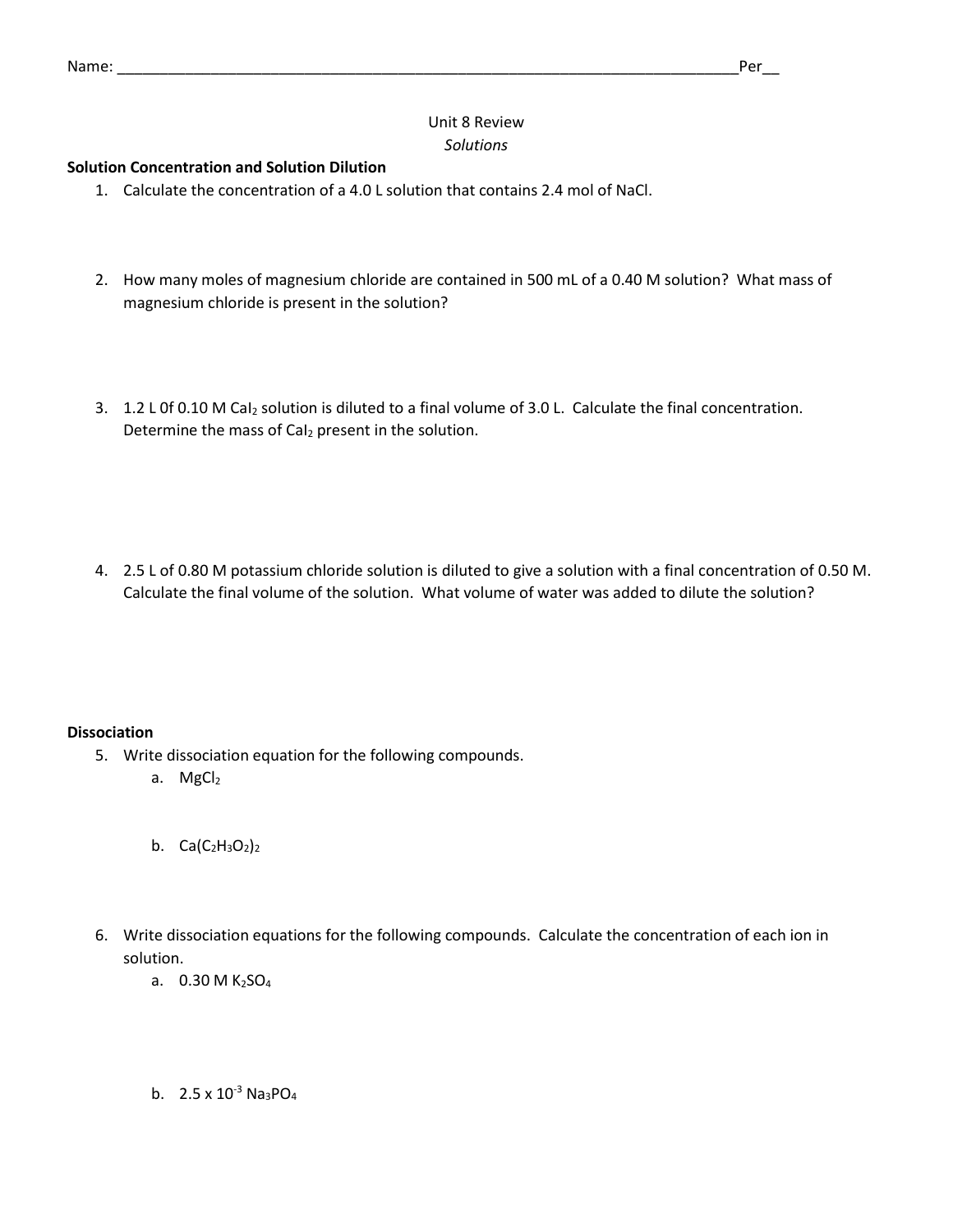Name: ____________________________________________________________________________Per__

Unit 8 Review

*Solutions*

**Solution Concentration and Solution Dilution**

1. Calculate the concentration of a 4.0 L solution that contains 2.4 mol of NaCl.

2. How many moles of magnesium chloride are contained in 500 mL of a 0.40 M solution? What mass of magnesium chloride is present in the solution?

3. 1.2 L 0f 0.10 M $CaI_2$ solution is diluted to a final volume of 3.0 L. Calculate the final concentration. Determine the mass of $CaI_2$ present in the solution.

4. 2.5 L of 0.80 M potassium chloride solution is diluted to give a solution with a final concentration of 0.50 M. Calculate the final volume of the solution. What volume of water was added to dilute the solution?

**Dissociation**

5. Write dissociation equation for the following compounds.
   a. $MgCl_2$

   b. $Ca(C_2H_3O_2)_2$

6. Write dissociation equations for the following compounds. Calculate the concentration of each ion in solution.
   a. 0.30 M $K_2SO_4$

   b. $2.5 \times 10^{-3}$ $Na_3PO_4$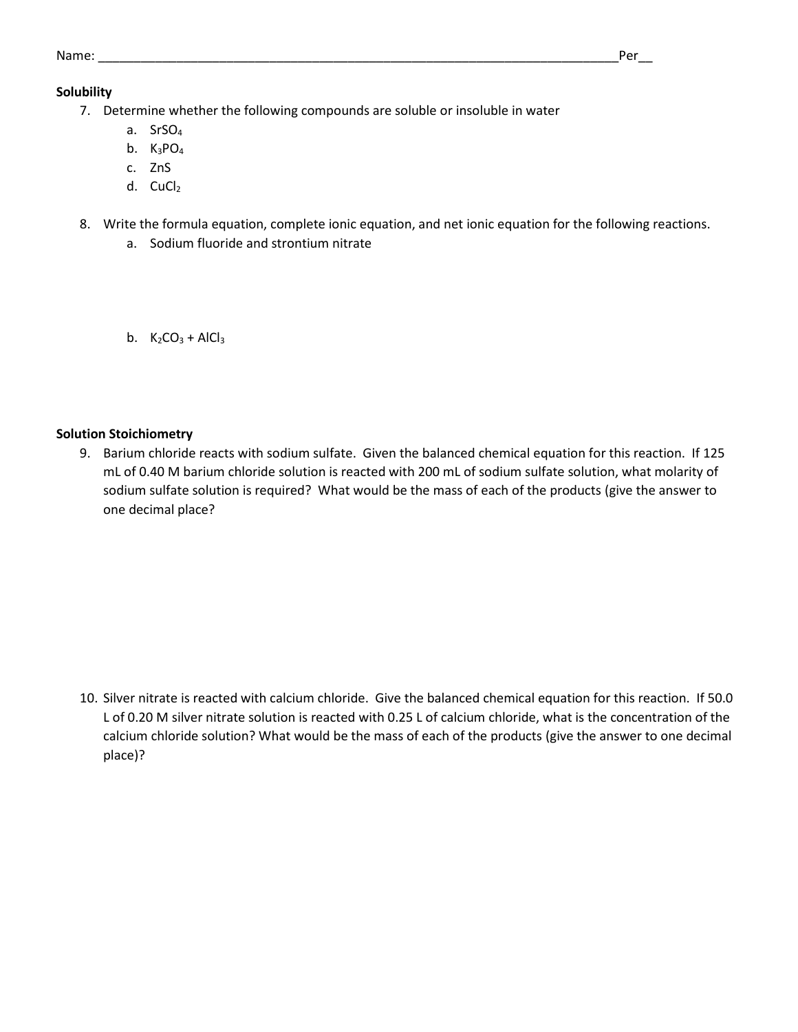Name: ____________________________________________________________________________Per__

**Solubility**

7. Determine whether the following compounds are soluble or insoluble in water
   a. $SrSO_4$
   b. $K_3PO_4$
   c. $ZnS$
   d. $CuCl_2$

8. Write the formula equation, complete ionic equation, and net ionic equation for the following reactions.
   a. Sodium fluoride and strontium nitrate

   b. $K_2CO_3 + AlCl_3$

**Solution Stoichiometry**

9. Barium chloride reacts with sodium sulfate. Given the balanced chemical equation for this reaction. If 125 mL of 0.40 M barium chloride solution is reacted with 200 mL of sodium sulfate solution, what molarity of sodium sulfate solution is required? What would be the mass of each of the products (give the answer to one decimal place?

10. Silver nitrate is reacted with calcium chloride. Give the balanced chemical equation for this reaction. If 50.0 L of 0.20 M silver nitrate solution is reacted with 0.25 L of calcium chloride, what is the concentration of the calcium chloride solution? What would be the mass of each of the products (give the answer to one decimal place)?